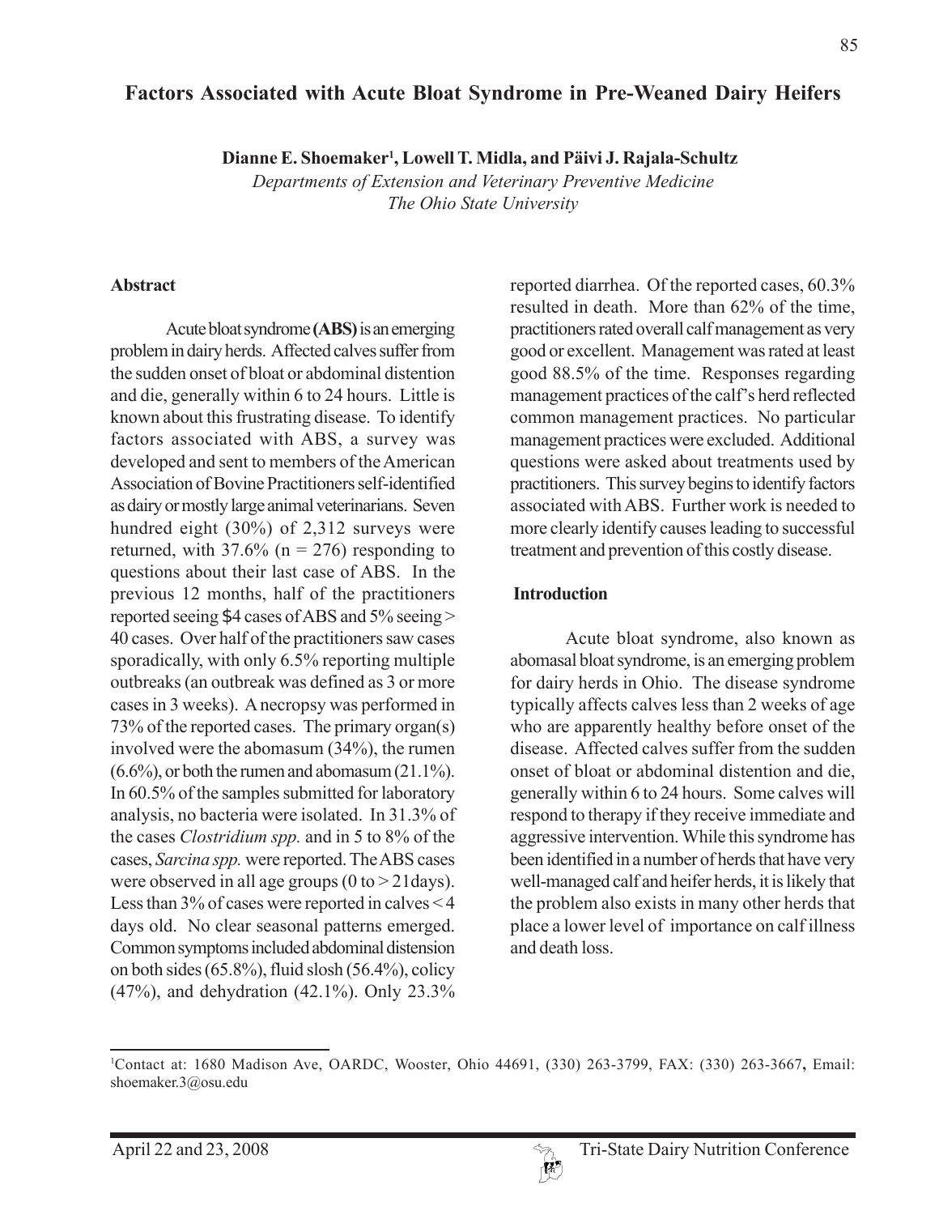# Factors Associated with Acute Bloat Syndrome in Pre-Weaned Dairy Heifers

**Dianne E. Shoemaker[1], Lowell T. Midla, and Päivi J. Rajala-Schultz**

*Departments of Extension and Veterinary Preventive Medicine*
*The Ohio State University*

## Abstract

Acute bloat syndrome **(ABS)** is an emerging problem in dairy herds. Affected calves suffer from the sudden onset of bloat or abdominal distention and die, generally within 6 to 24 hours. Little is known about this frustrating disease. To identify factors associated with ABS, a survey was developed and sent to members of the American Association of Bovine Practitioners self-identified as dairy or mostly large animal veterinarians. Seven hundred eight (30%) of 2,312 surveys were returned, with 37.6% (n = 276) responding to questions about their last case of ABS. In the previous 12 months, half of the practitioners reported seeing $4 cases of ABS and 5% seeing > 40 cases. Over half of the practitioners saw cases sporadically, with only 6.5% reporting multiple outbreaks (an outbreak was defined as 3 or more cases in 3 weeks). A necropsy was performed in 73% of the reported cases. The primary organ(s) involved were the abomasum (34%), the rumen (6.6%), or both the rumen and abomasum (21.1%). In 60.5% of the samples submitted for laboratory analysis, no bacteria were isolated. In 31.3% of the cases *Clostridium spp.* and in 5 to 8% of the cases, *Sarcina spp.* were reported. The ABS cases were observed in all age groups (0 to > 21days). Less than 3% of cases were reported in calves < 4 days old. No clear seasonal patterns emerged. Common symptoms included abdominal distension on both sides (65.8%), fluid slosh (56.4%), colicy (47%), and dehydration (42.1%). Only 23.3% reported diarrhea. Of the reported cases, 60.3% resulted in death. More than 62% of the time, practitioners rated overall calf management as very good or excellent. Management was rated at least good 88.5% of the time. Responses regarding management practices of the calf's herd reflected common management practices. No particular management practices were excluded. Additional questions were asked about treatments used by practitioners. This survey begins to identify factors associated with ABS. Further work is needed to more clearly identify causes leading to successful treatment and prevention of this costly disease.

## Introduction

Acute bloat syndrome, also known as abomasal bloat syndrome, is an emerging problem for dairy herds in Ohio. The disease syndrome typically affects calves less than 2 weeks of age who are apparently healthy before onset of the disease. Affected calves suffer from the sudden onset of bloat or abdominal distention and die, generally within 6 to 24 hours. Some calves will respond to therapy if they receive immediate and aggressive intervention. While this syndrome has been identified in a number of herds that have very well-managed calf and heifer herds, it is likely that the problem also exists in many other herds that place a lower level of importance on calf illness and death loss.

---

[1]Contact at: 1680 Madison Ave, OARDC, Wooster, Ohio 44691, (330) 263-3799, FAX: (330) 263-3667, Email: shoemaker.3@osu.edu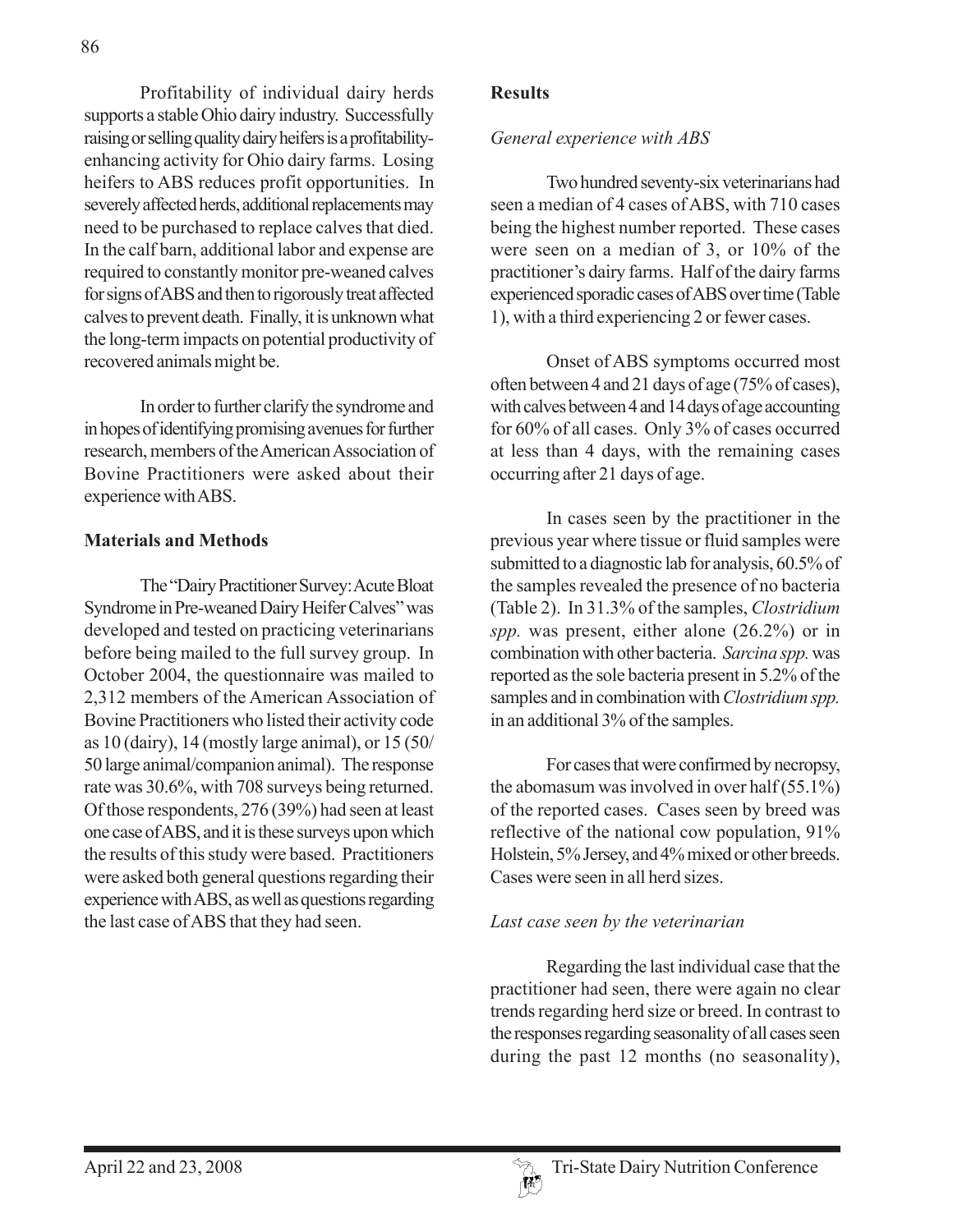Profitability of individual dairy herds supports a stable Ohio dairy industry. Successfully raising or selling quality dairy heifers is a profitability-enhancing activity for Ohio dairy farms. Losing heifers to ABS reduces profit opportunities. In severely affected herds, additional replacements may need to be purchased to replace calves that died. In the calf barn, additional labor and expense are required to constantly monitor pre-weaned calves for signs of ABS and then to rigorously treat affected calves to prevent death. Finally, it is unknown what the long-term impacts on potential productivity of recovered animals might be.

In order to further clarify the syndrome and in hopes of identifying promising avenues for further research, members of the American Association of Bovine Practitioners were asked about their experience with ABS.

## Materials and Methods

The "Dairy Practitioner Survey: Acute Bloat Syndrome in Pre-weaned Dairy Heifer Calves" was developed and tested on practicing veterinarians before being mailed to the full survey group. In October 2004, the questionnaire was mailed to 2,312 members of the American Association of Bovine Practitioners who listed their activity code as 10 (dairy), 14 (mostly large animal), or 15 (50/50 large animal/companion animal). The response rate was 30.6%, with 708 surveys being returned. Of those respondents, 276 (39%) had seen at least one case of ABS, and it is these surveys upon which the results of this study were based. Practitioners were asked both general questions regarding their experience with ABS, as well as questions regarding the last case of ABS that they had seen.

## Results

### *General experience with ABS*

Two hundred seventy-six veterinarians had seen a median of 4 cases of ABS, with 710 cases being the highest number reported. These cases were seen on a median of 3, or 10% of the practitioner's dairy farms. Half of the dairy farms experienced sporadic cases of ABS over time (Table 1), with a third experiencing 2 or fewer cases.

Onset of ABS symptoms occurred most often between 4 and 21 days of age (75% of cases), with calves between 4 and 14 days of age accounting for 60% of all cases. Only 3% of cases occurred at less than 4 days, with the remaining cases occurring after 21 days of age.

In cases seen by the practitioner in the previous year where tissue or fluid samples were submitted to a diagnostic lab for analysis, 60.5% of the samples revealed the presence of no bacteria (Table 2). In 31.3% of the samples, *Clostridium spp.* was present, either alone (26.2%) or in combination with other bacteria. *Sarcina spp.* was reported as the sole bacteria present in 5.2% of the samples and in combination with *Clostridium spp.* in an additional 3% of the samples.

For cases that were confirmed by necropsy, the abomasum was involved in over half (55.1%) of the reported cases. Cases seen by breed was reflective of the national cow population, 91% Holstein, 5% Jersey, and 4% mixed or other breeds. Cases were seen in all herd sizes.

### *Last case seen by the veterinarian*

Regarding the last individual case that the practitioner had seen, there were again no clear trends regarding herd size or breed. In contrast to the responses regarding seasonality of all cases seen during the past 12 months (no seasonality),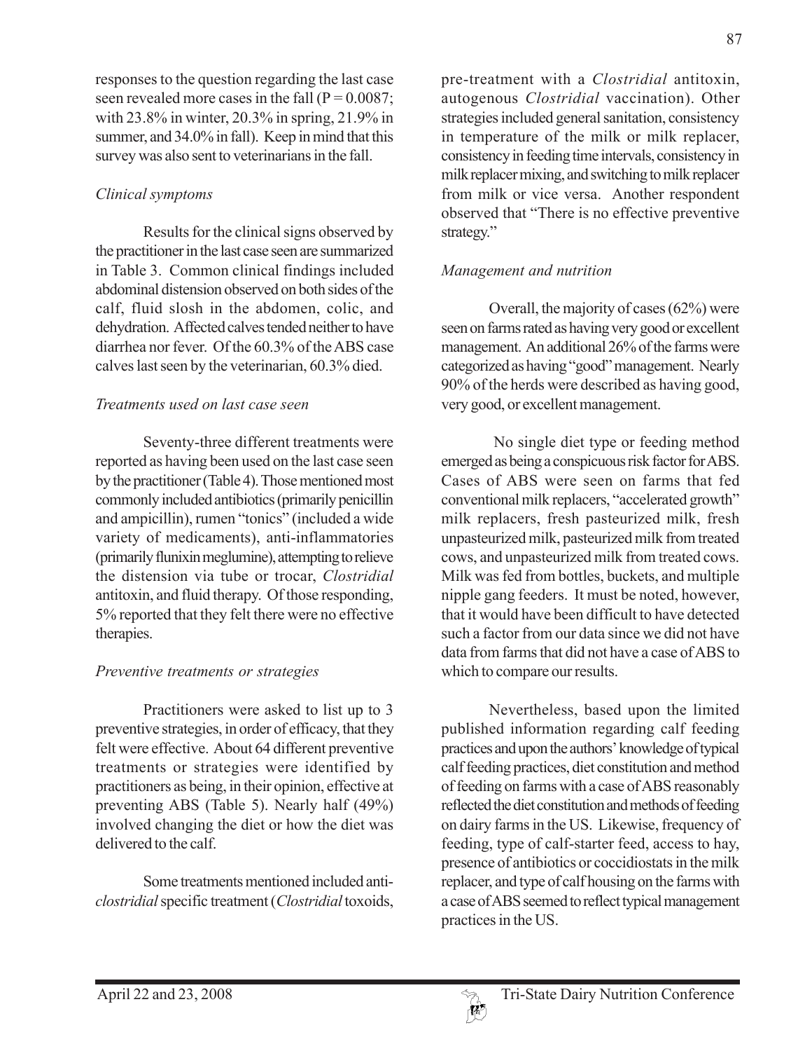responses to the question regarding the last case seen revealed more cases in the fall ($P = 0.0087$; with 23.8% in winter, 20.3% in spring, 21.9% in summer, and 34.0% in fall). Keep in mind that this survey was also sent to veterinarians in the fall.

### *Clinical symptoms*

Results for the clinical signs observed by the practitioner in the last case seen are summarized in Table 3. Common clinical findings included abdominal distension observed on both sides of the calf, fluid slosh in the abdomen, colic, and dehydration. Affected calves tended neither to have diarrhea nor fever. Of the 60.3% of the ABS case calves last seen by the veterinarian, 60.3% died.

### *Treatments used on last case seen*

Seventy-three different treatments were reported as having been used on the last case seen by the practitioner (Table 4). Those mentioned most commonly included antibiotics (primarily penicillin and ampicillin), rumen "tonics" (included a wide variety of medicaments), anti-inflammatories (primarily flunixin meglumine), attempting to relieve the distension via tube or trocar, *Clostridial* antitoxin, and fluid therapy. Of those responding, 5% reported that they felt there were no effective therapies.

### *Preventive treatments or strategies*

Practitioners were asked to list up to 3 preventive strategies, in order of efficacy, that they felt were effective. About 64 different preventive treatments or strategies were identified by practitioners as being, in their opinion, effective at preventing ABS (Table 5). Nearly half (49%) involved changing the diet or how the diet was delivered to the calf.

Some treatments mentioned included anti-*clostridial* specific treatment (*Clostridial* toxoids, pre-treatment with a *Clostridial* antitoxin, autogenous *Clostridial* vaccination). Other strategies included general sanitation, consistency in temperature of the milk or milk replacer, consistency in feeding time intervals, consistency in milk replacer mixing, and switching to milk replacer from milk or vice versa. Another respondent observed that "There is no effective preventive strategy."

### *Management and nutrition*

Overall, the majority of cases (62%) were seen on farms rated as having very good or excellent management. An additional 26% of the farms were categorized as having "good" management. Nearly 90% of the herds were described as having good, very good, or excellent management.

No single diet type or feeding method emerged as being a conspicuous risk factor for ABS. Cases of ABS were seen on farms that fed conventional milk replacers, "accelerated growth" milk replacers, fresh pasteurized milk, fresh unpasteurized milk, pasteurized milk from treated cows, and unpasteurized milk from treated cows. Milk was fed from bottles, buckets, and multiple nipple gang feeders. It must be noted, however, that it would have been difficult to have detected such a factor from our data since we did not have data from farms that did not have a case of ABS to which to compare our results.

Nevertheless, based upon the limited published information regarding calf feeding practices and upon the authors' knowledge of typical calf feeding practices, diet constitution and method of feeding on farms with a case of ABS reasonably reflected the diet constitution and methods of feeding on dairy farms in the US. Likewise, frequency of feeding, type of calf-starter feed, access to hay, presence of antibiotics or coccidiostats in the milk replacer, and type of calf housing on the farms with a case of ABS seemed to reflect typical management practices in the US.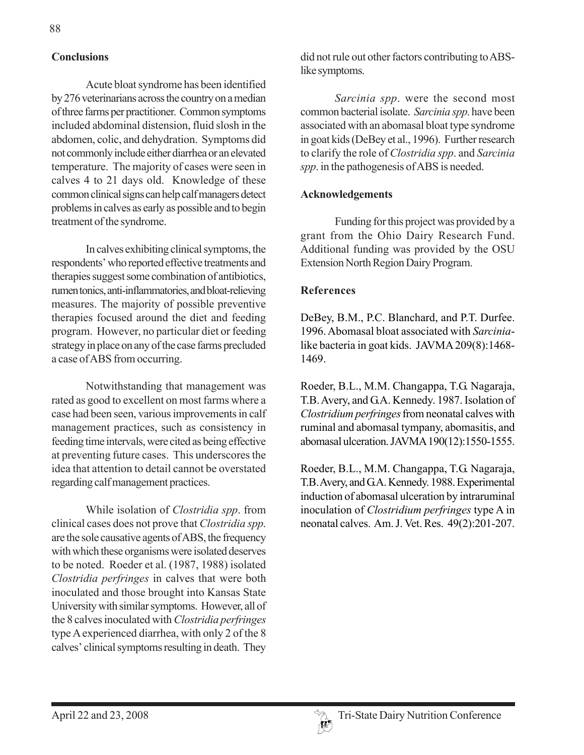## Conclusions

Acute bloat syndrome has been identified by 276 veterinarians across the country on a median of three farms per practitioner. Common symptoms included abdominal distension, fluid slosh in the abdomen, colic, and dehydration. Symptoms did not commonly include either diarrhea or an elevated temperature. The majority of cases were seen in calves 4 to 21 days old. Knowledge of these common clinical signs can help calf managers detect problems in calves as early as possible and to begin treatment of the syndrome.

In calves exhibiting clinical symptoms, the respondents' who reported effective treatments and therapies suggest some combination of antibiotics, rumen tonics, anti-inflammatories, and bloat-relieving measures. The majority of possible preventive therapies focused around the diet and feeding program. However, no particular diet or feeding strategy in place on any of the case farms precluded a case of ABS from occurring.

Notwithstanding that management was rated as good to excellent on most farms where a case had been seen, various improvements in calf management practices, such as consistency in feeding time intervals, were cited as being effective at preventing future cases. This underscores the idea that attention to detail cannot be overstated regarding calf management practices.

While isolation of *Clostridia spp*. from clinical cases does not prove that *Clostridia spp.* are the sole causative agents of ABS, the frequency with which these organisms were isolated deserves to be noted. Roeder et al. (1987, 1988) isolated *Clostridia perfringes* in calves that were both inoculated and those brought into Kansas State University with similar symptoms. However, all of the 8 calves inoculated with *Clostridia perfringes* type A experienced diarrhea, with only 2 of the 8 calves' clinical symptoms resulting in death. They did not rule out other factors contributing to ABS-like symptoms.

*Sarcinia spp*. were the second most common bacterial isolate. *Sarcinia spp.* have been associated with an abomasal bloat type syndrome in goat kids (DeBey et al., 1996). Further research to clarify the role of *Clostridia spp*. and *Sarcinia spp*. in the pathogenesis of ABS is needed.

## Acknowledgements

Funding for this project was provided by a grant from the Ohio Dairy Research Fund. Additional funding was provided by the OSU Extension North Region Dairy Program.

## References

DeBey, B.M., P.C. Blanchard, and P.T. Durfee. 1996. Abomasal bloat associated with *Sarcinia*-like bacteria in goat kids. JAVMA 209(8):1468-1469.

Roeder, B.L., M.M. Changappa, T.G. Nagaraja, T.B. Avery, and G.A. Kennedy. 1987. Isolation of *Clostridium perfringes* from neonatal calves with ruminal and abomasal tympany, abomasitis, and abomasal ulceration. JAVMA 190(12):1550-1555.

Roeder, B.L., M.M. Changappa, T.G. Nagaraja, T.B. Avery, and G.A. Kennedy. 1988. Experimental induction of abomasal ulceration by intraruminal inoculation of *Clostridium perfringes* type A in neonatal calves. Am. J. Vet. Res. 49(2):201-207.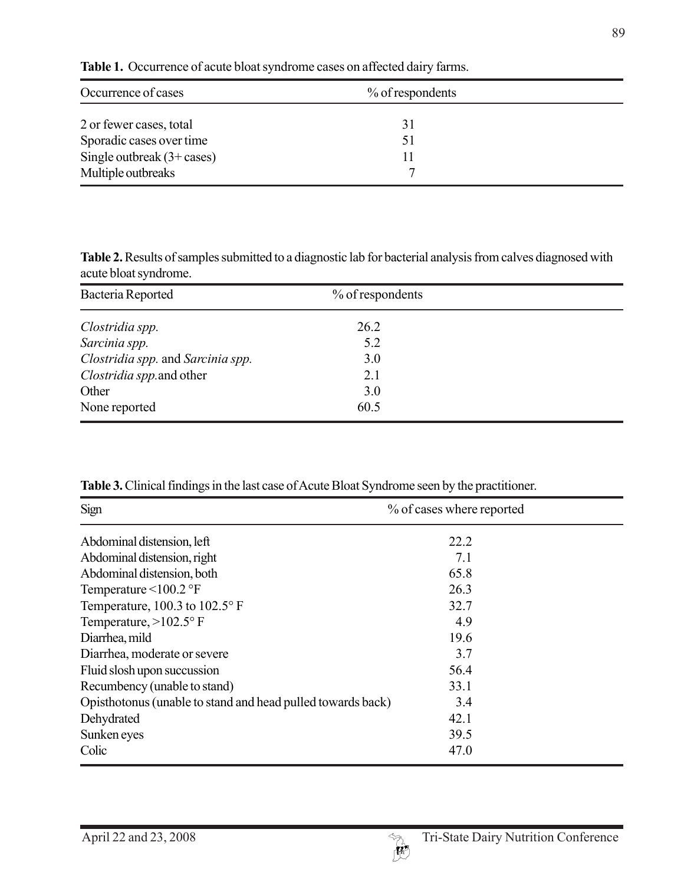**Table 1.** Occurrence of acute bloat syndrome cases on affected dairy farms.

| Occurrence of cases | % of respondents |
|---|---|
| 2 or fewer cases, total | 31 |
| Sporadic cases over time | 51 |
| Single outbreak (3+ cases) | 11 |
| Multiple outbreaks | 7 |

**Table 2.** Results of samples submitted to a diagnostic lab for bacterial analysis from calves diagnosed with acute bloat syndrome.

| Bacteria Reported | % of respondents |
|---|---|
| *Clostridia spp.* | 26.2 |
| *Sarcinia spp.* | 5.2 |
| *Clostridia spp.* and *Sarcinia spp.* | 3.0 |
| *Clostridia spp.* and other | 2.1 |
| Other | 3.0 |
| None reported | 60.5 |

**Table 3.** Clinical findings in the last case of Acute Bloat Syndrome seen by the practitioner.

| Sign | % of cases where reported |
|---|---|
| Abdominal distension, left | 22.2 |
| Abdominal distension, right | 7.1 |
| Abdominal distension, both | 65.8 |
| Temperature <100.2 °F | 26.3 |
| Temperature, 100.3 to 102.5° F | 32.7 |
| Temperature, >102.5° F | 4.9 |
| Diarrhea, mild | 19.6 |
| Diarrhea, moderate or severe | 3.7 |
| Fluid slosh upon succussion | 56.4 |
| Recumbency (unable to stand) | 33.1 |
| Opisthotonus (unable to stand and head pulled towards back) | 3.4 |
| Dehydrated | 42.1 |
| Sunken eyes | 39.5 |
| Colic | 47.0 |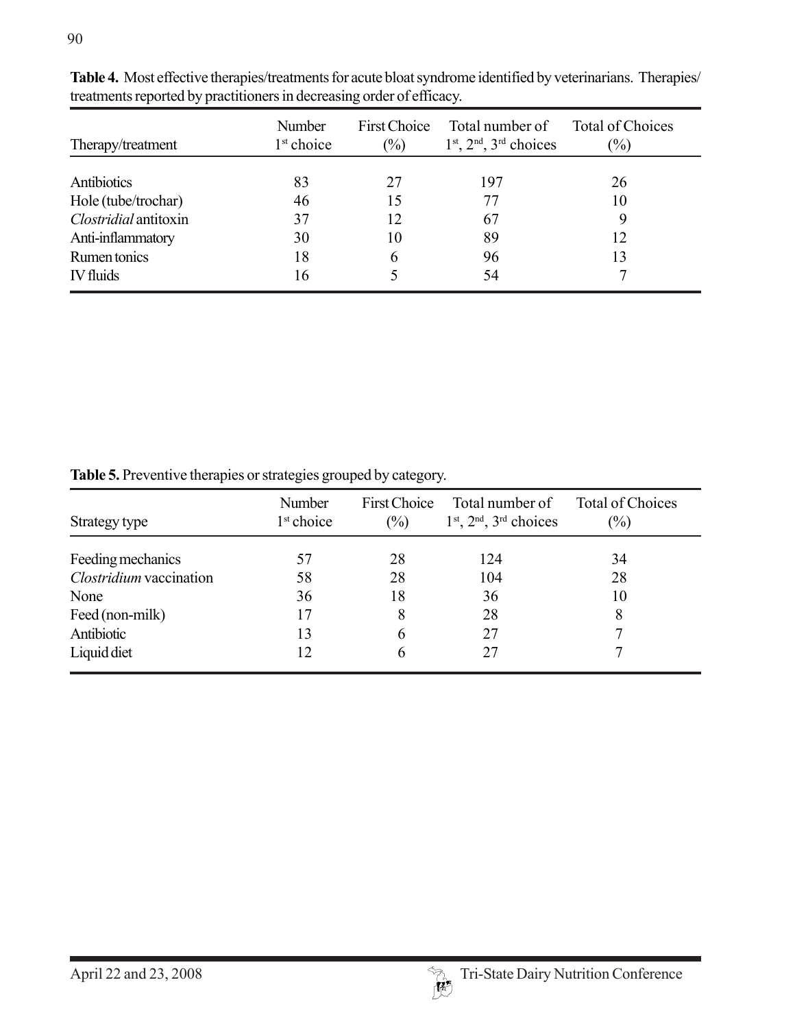**Table 4.** Most effective therapies/treatments for acute bloat syndrome identified by veterinarians. Therapies/treatments reported by practitioners in decreasing order of efficacy.

| Therapy/treatment | Number 1st choice | First Choice (%) | Total number of 1st, 2nd, 3rd choices | Total of Choices (%) |
|---|---|---|---|---|
| Antibiotics | 83 | 27 | 197 | 26 |
| Hole (tube/trochar) | 46 | 15 | 77 | 10 |
| *Clostridial* antitoxin | 37 | 12 | 67 | 9 |
| Anti-inflammatory | 30 | 10 | 89 | 12 |
| Rumen tonics | 18 | 6 | 96 | 13 |
| IV fluids | 16 | 5 | 54 | 7 |

**Table 5.** Preventive therapies or strategies grouped by category.

| Strategy type | Number 1st choice | First Choice (%) | Total number of 1st, 2nd, 3rd choices | Total of Choices (%) |
|---|---|---|---|---|
| Feeding mechanics | 57 | 28 | 124 | 34 |
| *Clostridium* vaccination | 58 | 28 | 104 | 28 |
| None | 36 | 18 | 36 | 10 |
| Feed (non-milk) | 17 | 8 | 28 | 8 |
| Antibiotic | 13 | 6 | 27 | 7 |
| Liquid diet | 12 | 6 | 27 | 7 |